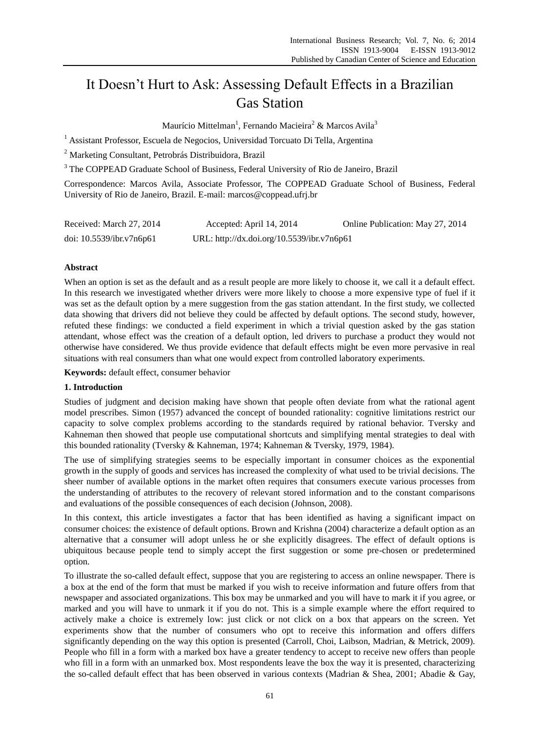# It Doesn't Hurt to Ask: Assessing Default Effects in a Brazilian Gas Station

Maurício Mittelman[1], Fernando Macieira[2] & Marcos Avila[3]

[1] Assistant Professor, Escuela de Negocios, Universidad Torcuato Di Tella, Argentina

[2] Marketing Consultant, Petrobrás Distribuidora, Brazil

[3] The COPPEAD Graduate School of Business, Federal University of Rio de Janeiro, Brazil

Correspondence: Marcos Avila, Associate Professor, The COPPEAD Graduate School of Business, Federal University of Rio de Janeiro, Brazil. E-mail: marcos@coppead.ufrj.br

Received: March 27, 2014 Accepted: April 14, 2014 Online Publication: May 27, 2014

doi: 10.5539/ibr.v7n6p61 URL: http://dx.doi.org/10.5539/ibr.v7n6p61

**Abstract**

When an option is set as the default and as a result people are more likely to choose it, we call it a default effect. In this research we investigated whether drivers were more likely to choose a more expensive type of fuel if it was set as the default option by a mere suggestion from the gas station attendant. In the first study, we collected data showing that drivers did not believe they could be affected by default options. The second study, however, refuted these findings: we conducted a field experiment in which a trivial question asked by the gas station attendant, whose effect was the creation of a default option, led drivers to purchase a product they would not otherwise have considered. We thus provide evidence that default effects might be even more pervasive in real situations with real consumers than what one would expect from controlled laboratory experiments.

**Keywords:** default effect, consumer behavior

## 1. Introduction

Studies of judgment and decision making have shown that people often deviate from what the rational agent model prescribes. Simon (1957) advanced the concept of bounded rationality: cognitive limitations restrict our capacity to solve complex problems according to the standards required by rational behavior. Tversky and Kahneman then showed that people use computational shortcuts and simplifying mental strategies to deal with this bounded rationality (Tversky & Kahneman, 1974; Kahneman & Tversky, 1979, 1984).

The use of simplifying strategies seems to be especially important in consumer choices as the exponential growth in the supply of goods and services has increased the complexity of what used to be trivial decisions. The sheer number of available options in the market often requires that consumers execute various processes from the understanding of attributes to the recovery of relevant stored information and to the constant comparisons and evaluations of the possible consequences of each decision (Johnson, 2008).

In this context, this article investigates a factor that has been identified as having a significant impact on consumer choices: the existence of default options. Brown and Krishna (2004) characterize a default option as an alternative that a consumer will adopt unless he or she explicitly disagrees. The effect of default options is ubiquitous because people tend to simply accept the first suggestion or some pre-chosen or predetermined option.

To illustrate the so-called default effect, suppose that you are registering to access an online newspaper. There is a box at the end of the form that must be marked if you wish to receive information and future offers from that newspaper and associated organizations. This box may be unmarked and you will have to mark it if you agree, or marked and you will have to unmark it if you do not. This is a simple example where the effort required to actively make a choice is extremely low: just click or not click on a box that appears on the screen. Yet experiments show that the number of consumers who opt to receive this information and offers differs significantly depending on the way this option is presented (Carroll, Choi, Laibson, Madrian, & Metrick, 2009). People who fill in a form with a marked box have a greater tendency to accept to receive new offers than people who fill in a form with an unmarked box. Most respondents leave the box the way it is presented, characterizing the so-called default effect that has been observed in various contexts (Madrian & Shea, 2001; Abadie & Gay,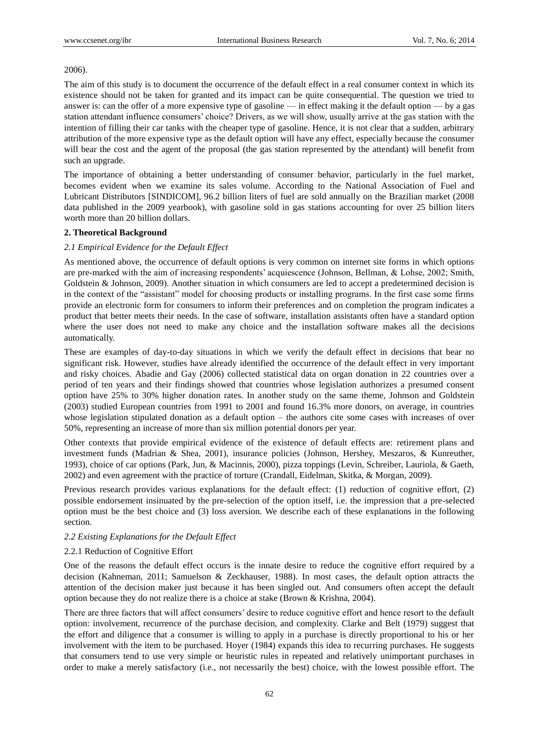2006).

The aim of this study is to document the occurrence of the default effect in a real consumer context in which its existence should not be taken for granted and its impact can be quite consequential. The question we tried to answer is: can the offer of a more expensive type of gasoline — in effect making it the default option — by a gas station attendant influence consumers' choice? Drivers, as we will show, usually arrive at the gas station with the intention of filling their car tanks with the cheaper type of gasoline. Hence, it is not clear that a sudden, arbitrary attribution of the more expensive type as the default option will have any effect, especially because the consumer will bear the cost and the agent of the proposal (the gas station represented by the attendant) will benefit from such an upgrade.

The importance of obtaining a better understanding of consumer behavior, particularly in the fuel market, becomes evident when we examine its sales volume. According to the National Association of Fuel and Lubricant Distributors [SINDICOM], 96.2 billion liters of fuel are sold annually on the Brazilian market (2008 data published in the 2009 yearbook), with gasoline sold in gas stations accounting for over 25 billion liters worth more than 20 billion dollars.

## 2. Theoretical Background

### *2.1 Empirical Evidence for the Default Effect*

As mentioned above, the occurrence of default options is very common on internet site forms in which options are pre-marked with the aim of increasing respondents' acquiescence (Johnson, Bellman, & Lohse, 2002; Smith, Goldstein & Johnson, 2009). Another situation in which consumers are led to accept a predetermined decision is in the context of the "assistant" model for choosing products or installing programs. In the first case some firms provide an electronic form for consumers to inform their preferences and on completion the program indicates a product that better meets their needs. In the case of software, installation assistants often have a standard option where the user does not need to make any choice and the installation software makes all the decisions automatically.

These are examples of day-to-day situations in which we verify the default effect in decisions that bear no significant risk. However, studies have already identified the occurrence of the default effect in very important and risky choices. Abadie and Gay (2006) collected statistical data on organ donation in 22 countries over a period of ten years and their findings showed that countries whose legislation authorizes a presumed consent option have 25% to 30% higher donation rates. In another study on the same theme, Johnson and Goldstein (2003) studied European countries from 1991 to 2001 and found 16.3% more donors, on average, in countries whose legislation stipulated donation as a default option – the authors cite some cases with increases of over 50%, representing an increase of more than six million potential donors per year.

Other contexts that provide empirical evidence of the existence of default effects are: retirement plans and investment funds (Madrian & Shea, 2001), insurance policies (Johnson, Hershey, Meszaros, & Kunreuther, 1993), choice of car options (Park, Jun, & Macinnis, 2000), pizza toppings (Levin, Schreiber, Lauriola, & Gaeth, 2002) and even agreement with the practice of torture (Crandall, Eidelman, Skitka, & Morgan, 2009).

Previous research provides various explanations for the default effect: (1) reduction of cognitive effort, (2) possible endorsement insinuated by the pre-selection of the option itself, i.e. the impression that a pre-selected option must be the best choice and (3) loss aversion. We describe each of these explanations in the following section.

### *2.2 Existing Explanations for the Default Effect*

#### 2.2.1 Reduction of Cognitive Effort

One of the reasons the default effect occurs is the innate desire to reduce the cognitive effort required by a decision (Kahneman, 2011; Samuelson & Zeckhauser, 1988). In most cases, the default option attracts the attention of the decision maker just because it has been singled out. And consumers often accept the default option because they do not realize there is a choice at stake (Brown & Krishna, 2004).

There are three factors that will affect consumers' desire to reduce cognitive effort and hence resort to the default option: involvement, recurrence of the purchase decision, and complexity. Clarke and Belt (1979) suggest that the effort and diligence that a consumer is willing to apply in a purchase is directly proportional to his or her involvement with the item to be purchased. Hoyer (1984) expands this idea to recurring purchases. He suggests that consumers tend to use very simple or heuristic rules in repeated and relatively unimportant purchases in order to make a merely satisfactory (i.e., not necessarily the best) choice, with the lowest possible effort. The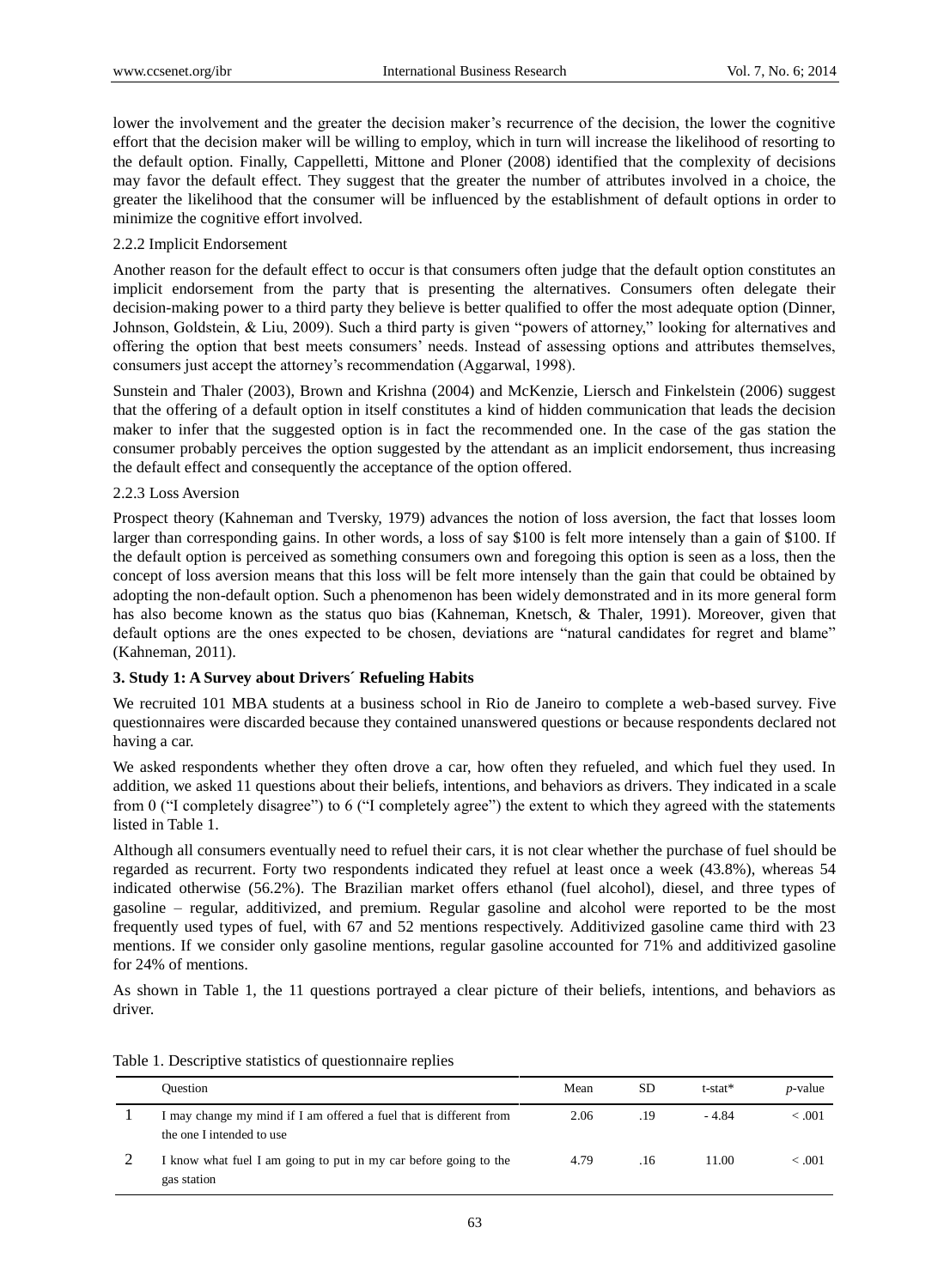lower the involvement and the greater the decision maker's recurrence of the decision, the lower the cognitive effort that the decision maker will be willing to employ, which in turn will increase the likelihood of resorting to the default option. Finally, Cappelletti, Mittone and Ploner (2008) identified that the complexity of decisions may favor the default effect. They suggest that the greater the number of attributes involved in a choice, the greater the likelihood that the consumer will be influenced by the establishment of default options in order to minimize the cognitive effort involved.

#### 2.2.2 Implicit Endorsement

Another reason for the default effect to occur is that consumers often judge that the default option constitutes an implicit endorsement from the party that is presenting the alternatives. Consumers often delegate their decision-making power to a third party they believe is better qualified to offer the most adequate option (Dinner, Johnson, Goldstein, & Liu, 2009). Such a third party is given "powers of attorney," looking for alternatives and offering the option that best meets consumers' needs. Instead of assessing options and attributes themselves, consumers just accept the attorney's recommendation (Aggarwal, 1998).

Sunstein and Thaler (2003), Brown and Krishna (2004) and McKenzie, Liersch and Finkelstein (2006) suggest that the offering of a default option in itself constitutes a kind of hidden communication that leads the decision maker to infer that the suggested option is in fact the recommended one. In the case of the gas station the consumer probably perceives the option suggested by the attendant as an implicit endorsement, thus increasing the default effect and consequently the acceptance of the option offered.

#### 2.2.3 Loss Aversion

Prospect theory (Kahneman and Tversky, 1979) advances the notion of loss aversion, the fact that losses loom larger than corresponding gains. In other words, a loss of say \$100 is felt more intensely than a gain of \$100. If the default option is perceived as something consumers own and foregoing this option is seen as a loss, then the concept of loss aversion means that this loss will be felt more intensely than the gain that could be obtained by adopting the non-default option. Such a phenomenon has been widely demonstrated and in its more general form has also become known as the status quo bias (Kahneman, Knetsch, & Thaler, 1991). Moreover, given that default options are the ones expected to be chosen, deviations are "natural candidates for regret and blame" (Kahneman, 2011).

## 3. Study 1: A Survey about Drivers´ Refueling Habits

We recruited 101 MBA students at a business school in Rio de Janeiro to complete a web-based survey. Five questionnaires were discarded because they contained unanswered questions or because respondents declared not having a car.

We asked respondents whether they often drove a car, how often they refueled, and which fuel they used. In addition, we asked 11 questions about their beliefs, intentions, and behaviors as drivers. They indicated in a scale from 0 ("I completely disagree") to 6 ("I completely agree") the extent to which they agreed with the statements listed in Table 1.

Although all consumers eventually need to refuel their cars, it is not clear whether the purchase of fuel should be regarded as recurrent. Forty two respondents indicated they refuel at least once a week (43.8%), whereas 54 indicated otherwise (56.2%). The Brazilian market offers ethanol (fuel alcohol), diesel, and three types of gasoline – regular, additivized, and premium. Regular gasoline and alcohol were reported to be the most frequently used types of fuel, with 67 and 52 mentions respectively. Additivized gasoline came third with 23 mentions. If we consider only gasoline mentions, regular gasoline accounted for 71% and additivized gasoline for 24% of mentions.

As shown in Table 1, the 11 questions portrayed a clear picture of their beliefs, intentions, and behaviors as driver.

Table 1. Descriptive statistics of questionnaire replies

| | Question | Mean | SD | t-stat* | *p*-value |
|---|---|---|---|---|---|
| 1 | I may change my mind if I am offered a fuel that is different from the one I intended to use | 2.06 | .19 | - 4.84 | < .001 |
| 2 | I know what fuel I am going to put in my car before going to the gas station | 4.79 | .16 | 11.00 | < .001 |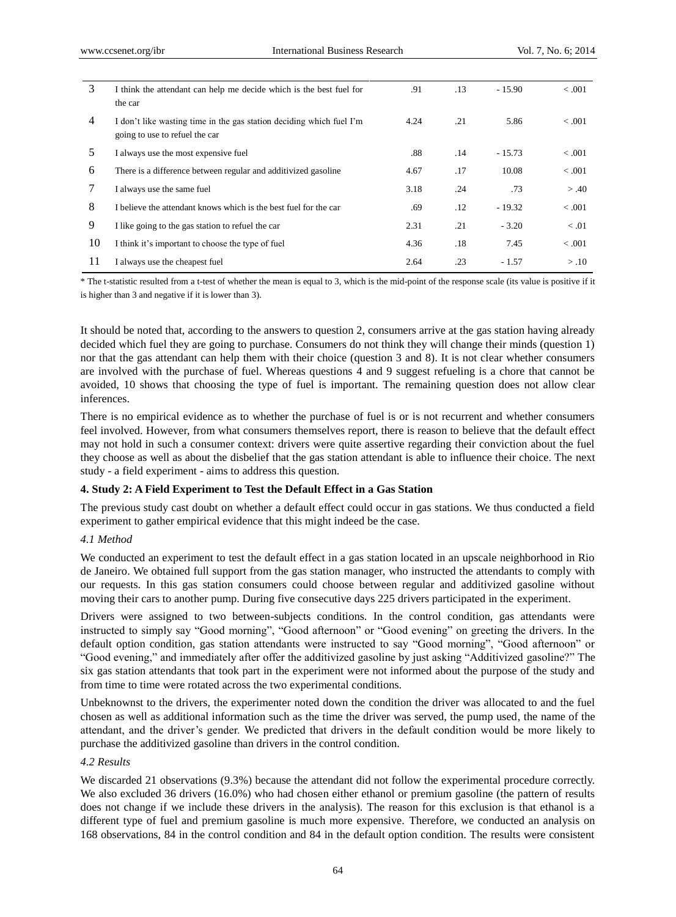| | | | | | |
|---|---|---|---|---|---|
| 3 | I think the attendant can help me decide which is the best fuel for the car | .91 | .13 | - 15.90 | < .001 |
| 4 | I don't like wasting time in the gas station deciding which fuel I'm going to use to refuel the car | 4.24 | .21 | 5.86 | < .001 |
| 5 | I always use the most expensive fuel | .88 | .14 | - 15.73 | < .001 |
| 6 | There is a difference between regular and additivized gasoline | 4.67 | .17 | 10.08 | < .001 |
| 7 | I always use the same fuel | 3.18 | .24 | .73 | > .40 |
| 8 | I believe the attendant knows which is the best fuel for the car | .69 | .12 | - 19.32 | < .001 |
| 9 | I like going to the gas station to refuel the car | 2.31 | .21 | - 3.20 | < .01 |
| 10 | I think it's important to choose the type of fuel | 4.36 | .18 | 7.45 | < .001 |
| 11 | I always use the cheapest fuel | 2.64 | .23 | - 1.57 | > .10 |

* The t-statistic resulted from a t-test of whether the mean is equal to 3, which is the mid-point of the response scale (its value is positive if it is higher than 3 and negative if it is lower than 3).

It should be noted that, according to the answers to question 2, consumers arrive at the gas station having already decided which fuel they are going to purchase. Consumers do not think they will change their minds (question 1) nor that the gas attendant can help them with their choice (question 3 and 8). It is not clear whether consumers are involved with the purchase of fuel. Whereas questions 4 and 9 suggest refueling is a chore that cannot be avoided, 10 shows that choosing the type of fuel is important. The remaining question does not allow clear inferences.

There is no empirical evidence as to whether the purchase of fuel is or is not recurrent and whether consumers feel involved. However, from what consumers themselves report, there is reason to believe that the default effect may not hold in such a consumer context: drivers were quite assertive regarding their conviction about the fuel they choose as well as about the disbelief that the gas station attendant is able to influence their choice. The next study - a field experiment - aims to address this question.

## 4. Study 2: A Field Experiment to Test the Default Effect in a Gas Station

The previous study cast doubt on whether a default effect could occur in gas stations. We thus conducted a field experiment to gather empirical evidence that this might indeed be the case.

### *4.1 Method*

We conducted an experiment to test the default effect in a gas station located in an upscale neighborhood in Rio de Janeiro. We obtained full support from the gas station manager, who instructed the attendants to comply with our requests. In this gas station consumers could choose between regular and additivized gasoline without moving their cars to another pump. During five consecutive days 225 drivers participated in the experiment.

Drivers were assigned to two between-subjects conditions. In the control condition, gas attendants were instructed to simply say "Good morning", "Good afternoon" or "Good evening" on greeting the drivers. In the default option condition, gas station attendants were instructed to say "Good morning", "Good afternoon" or "Good evening," and immediately after offer the additivized gasoline by just asking "Additivized gasoline?" The six gas station attendants that took part in the experiment were not informed about the purpose of the study and from time to time were rotated across the two experimental conditions.

Unbeknownst to the drivers, the experimenter noted down the condition the driver was allocated to and the fuel chosen as well as additional information such as the time the driver was served, the pump used, the name of the attendant, and the driver's gender. We predicted that drivers in the default condition would be more likely to purchase the additivized gasoline than drivers in the control condition.

### *4.2 Results*

We discarded 21 observations (9.3%) because the attendant did not follow the experimental procedure correctly. We also excluded 36 drivers (16.0%) who had chosen either ethanol or premium gasoline (the pattern of results does not change if we include these drivers in the analysis). The reason for this exclusion is that ethanol is a different type of fuel and premium gasoline is much more expensive. Therefore, we conducted an analysis on 168 observations, 84 in the control condition and 84 in the default option condition. The results were consistent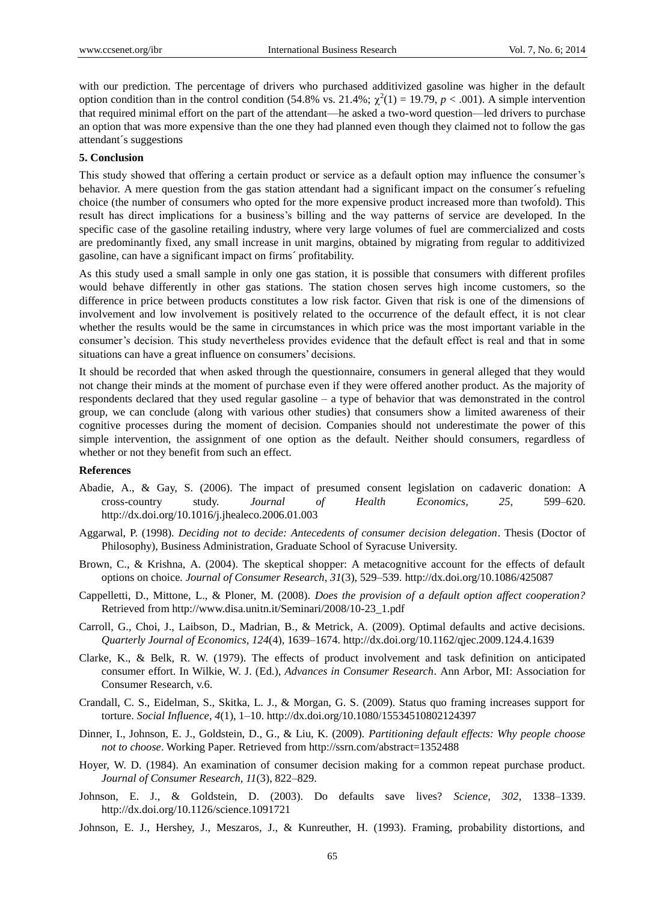with our prediction. The percentage of drivers who purchased additivized gasoline was higher in the default option condition than in the control condition (54.8% vs. 21.4%; $\chi^2(1) = 19.79$, $p < .001$). A simple intervention that required minimal effort on the part of the attendant—he asked a two-word question—led drivers to purchase an option that was more expensive than the one they had planned even though they claimed not to follow the gas attendant´s suggestions

### 5. Conclusion

This study showed that offering a certain product or service as a default option may influence the consumer's behavior. A mere question from the gas station attendant had a significant impact on the consumer´s refueling choice (the number of consumers who opted for the more expensive product increased more than twofold). This result has direct implications for a business's billing and the way patterns of service are developed. In the specific case of the gasoline retailing industry, where very large volumes of fuel are commercialized and costs are predominantly fixed, any small increase in unit margins, obtained by migrating from regular to additivized gasoline, can have a significant impact on firms´ profitability.

As this study used a small sample in only one gas station, it is possible that consumers with different profiles would behave differently in other gas stations. The station chosen serves high income customers, so the difference in price between products constitutes a low risk factor. Given that risk is one of the dimensions of involvement and low involvement is positively related to the occurrence of the default effect, it is not clear whether the results would be the same in circumstances in which price was the most important variable in the consumer's decision. This study nevertheless provides evidence that the default effect is real and that in some situations can have a great influence on consumers' decisions.

It should be recorded that when asked through the questionnaire, consumers in general alleged that they would not change their minds at the moment of purchase even if they were offered another product. As the majority of respondents declared that they used regular gasoline – a type of behavior that was demonstrated in the control group, we can conclude (along with various other studies) that consumers show a limited awareness of their cognitive processes during the moment of decision. Companies should not underestimate the power of this simple intervention, the assignment of one option as the default. Neither should consumers, regardless of whether or not they benefit from such an effect.

### References

Abadie, A., & Gay, S. (2006). The impact of presumed consent legislation on cadaveric donation: A cross-country study. *Journal of Health Economics, 25*, 599–620. http://dx.doi.org/10.1016/j.jhealeco.2006.01.003

Aggarwal, P. (1998). *Deciding not to decide: Antecedents of consumer decision delegation*. Thesis (Doctor of Philosophy), Business Administration, Graduate School of Syracuse University.

Brown, C., & Krishna, A. (2004). The skeptical shopper: A metacognitive account for the effects of default options on choice. *Journal of Consumer Research, 31*(3), 529–539. http://dx.doi.org/10.1086/425087

Cappelletti, D., Mittone, L., & Ploner, M. (2008). *Does the provision of a default option affect cooperation?* Retrieved from http://www.disa.unitn.it/Seminari/2008/10-23_1.pdf

Carroll, G., Choi, J., Laibson, D., Madrian, B., & Metrick, A. (2009). Optimal defaults and active decisions. *Quarterly Journal of Economics, 124*(4), 1639–1674. http://dx.doi.org/10.1162/qjec.2009.124.4.1639

Clarke, K., & Belk, R. W. (1979). The effects of product involvement and task definition on anticipated consumer effort. In Wilkie, W. J. (Ed.), *Advances in Consumer Research*. Ann Arbor, MI: Association for Consumer Research, v.6.

Crandall, C. S., Eidelman, S., Skitka, L. J., & Morgan, G. S. (2009). Status quo framing increases support for torture. *Social Influence, 4*(1), 1–10. http://dx.doi.org/10.1080/15534510802124397

Dinner, I., Johnson, E. J., Goldstein, D., G., & Liu, K. (2009). *Partitioning default effects: Why people choose not to choose*. Working Paper. Retrieved from http://ssrn.com/abstract=1352488

Hoyer, W. D. (1984). An examination of consumer decision making for a common repeat purchase product. *Journal of Consumer Research, 11*(3), 822–829.

Johnson, E. J., & Goldstein, D. (2003). Do defaults save lives? *Science, 302*, 1338–1339. http://dx.doi.org/10.1126/science.1091721

Johnson, E. J., Hershey, J., Meszaros, J., & Kunreuther, H. (1993). Framing, probability distortions, and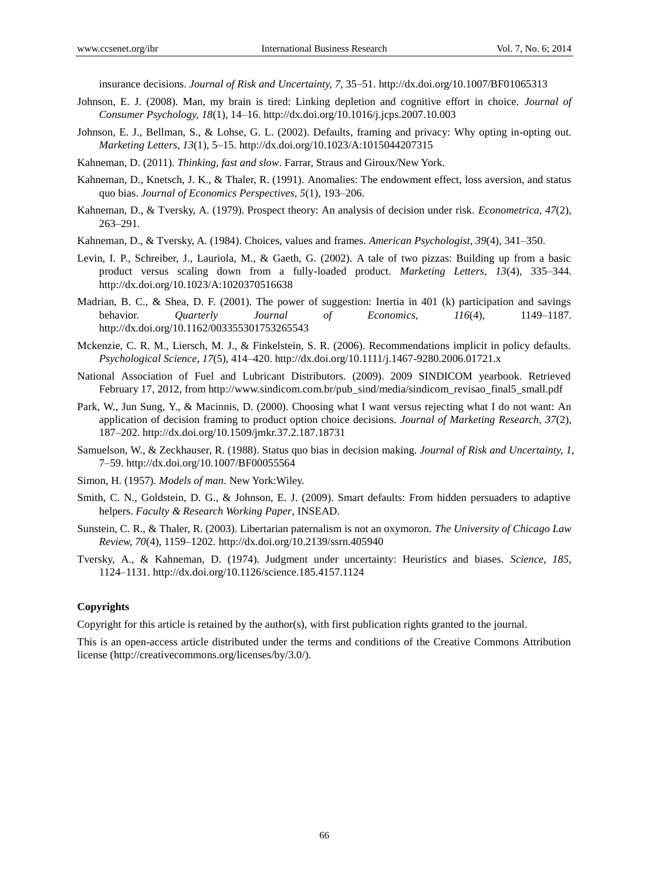insurance decisions. *Journal of Risk and Uncertainty, 7*, 35–51. http://dx.doi.org/10.1007/BF01065313

Johnson, E. J. (2008). Man, my brain is tired: Linking depletion and cognitive effort in choice. *Journal of Consumer Psychology, 18*(1), 14–16. http://dx.doi.org/10.1016/j.jcps.2007.10.003

Johnson, E. J., Bellman, S., & Lohse, G. L. (2002). Defaults, framing and privacy: Why opting in-opting out. *Marketing Letters, 13*(1), 5–15. http://dx.doi.org/10.1023/A:1015044207315

Kahneman, D. (2011). *Thinking, fast and slow*. Farrar, Straus and Giroux/New York.

Kahneman, D., Knetsch, J. K., & Thaler, R. (1991). Anomalies: The endowment effect, loss aversion, and status quo bias. *Journal of Economics Perspectives, 5*(1), 193–206.

Kahneman, D., & Tversky, A. (1979). Prospect theory: An analysis of decision under risk. *Econometrica, 47*(2), 263–291.

Kahneman, D., & Tversky, A. (1984). Choices, values and frames. *American Psychologist, 39*(4), 341–350.

Levin, I. P., Schreiber, J., Lauriola, M., & Gaeth, G. (2002). A tale of two pizzas: Building up from a basic product versus scaling down from a fully-loaded product. *Marketing Letters, 13*(4), 335–344. http://dx.doi.org/10.1023/A:1020370516638

Madrian, B. C., & Shea, D. F. (2001). The power of suggestion: Inertia in 401 (k) participation and savings behavior. *Quarterly Journal of Economics, 116*(4), 1149–1187. http://dx.doi.org/10.1162/003355301753265543

Mckenzie, C. R. M., Liersch, M. J., & Finkelstein, S. R. (2006). Recommendations implicit in policy defaults. *Psychological Science, 17*(5), 414–420. http://dx.doi.org/10.1111/j.1467-9280.2006.01721.x

National Association of Fuel and Lubricant Distributors. (2009). 2009 SINDICOM yearbook. Retrieved February 17, 2012, from http://www.sindicom.com.br/pub_sind/media/sindicom_revisao_final5_small.pdf

Park, W., Jun Sung, Y., & Macinnis, D. (2000). Choosing what I want versus rejecting what I do not want: An application of decision framing to product option choice decisions. *Journal of Marketing Research, 37*(2), 187–202. http://dx.doi.org/10.1509/jmkr.37.2.187.18731

Samuelson, W., & Zeckhauser, R. (1988). Status quo bias in decision making. *Journal of Risk and Uncertainty, 1*, 7–59. http://dx.doi.org/10.1007/BF00055564

Simon, H. (1957). *Models of man*. New York:Wiley.

Smith, C. N., Goldstein, D. G., & Johnson, E. J. (2009). Smart defaults: From hidden persuaders to adaptive helpers. *Faculty & Research Working Paper*, INSEAD.

Sunstein, C. R., & Thaler, R. (2003). Libertarian paternalism is not an oxymoron. *The University of Chicago Law Review, 70*(4), 1159–1202. http://dx.doi.org/10.2139/ssrn.405940

Tversky, A., & Kahneman, D. (1974). Judgment under uncertainty: Heuristics and biases. *Science, 185*, 1124–1131. http://dx.doi.org/10.1126/science.185.4157.1124

**Copyrights**

Copyright for this article is retained by the author(s), with first publication rights granted to the journal.

This is an open-access article distributed under the terms and conditions of the Creative Commons Attribution license (http://creativecommons.org/licenses/by/3.0/).